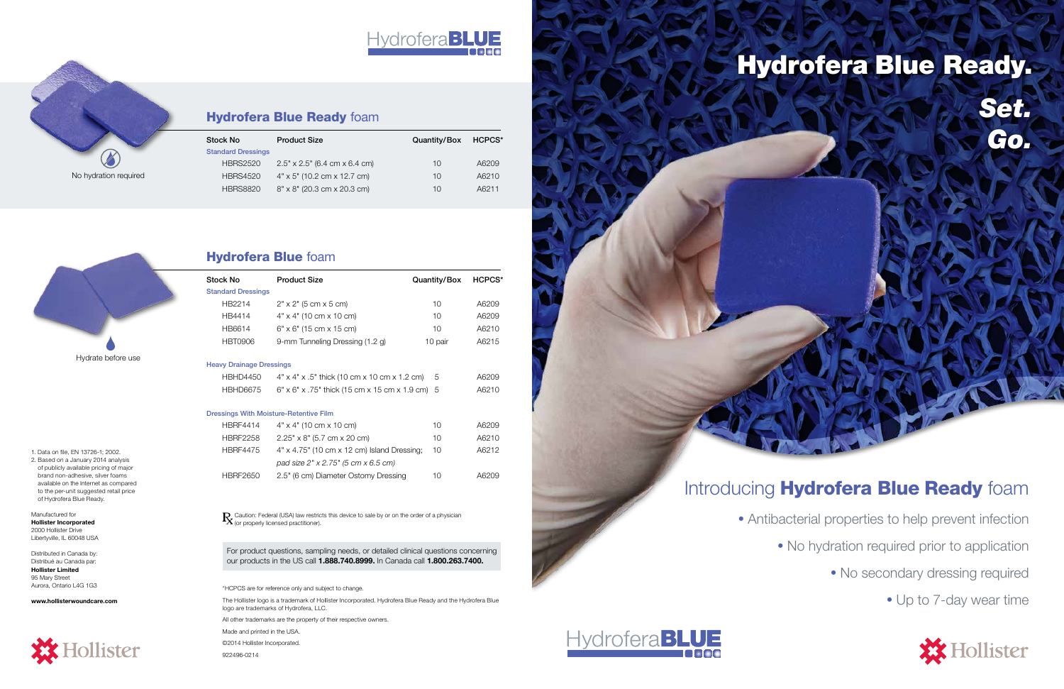HydroferaBLUE

## Hydrofera Blue Ready foam

No hydration required

| Stock No | Product Size | Quantity/Box | HCPCS* |
|---|---|---|---|
| Standard Dressings | | | |
| HBRS2520 | 2.5" x 2.5" (6.4 cm x 6.4 cm) | 10 | A6209 |
| HBRS4520 | 4" x 5" (10.2 cm x 12.7 cm) | 10 | A6210 |
| HBRS8820 | 8" x 8" (20.3 cm x 20.3 cm) | 10 | A6211 |

## Hydrofera Blue foam

Hydrate before use

| Stock No | Product Size | Quantity/Box | HCPCS* |
|---|---|---|---|
| Standard Dressings | | | |
| HB2214 | 2" x 2" (5 cm x 5 cm) | 10 | A6209 |
| HB4414 | 4" x 4" (10 cm x 10 cm) | 10 | A6209 |
| HB6614 | 6" x 6" (15 cm x 15 cm) | 10 | A6210 |
| HBT0906 | 9-mm Tunneling Dressing (1.2 g) | 10 pair | A6215 |
| Heavy Drainage Dressings | | | |
| HBHD4450 | 4" x 4" x .5" thick (10 cm x 10 cm x 1.2 cm) | 5 | A6209 |
| HBHD6675 | 6" x 6" x .75" thick (15 cm x 15 cm x 1.9 cm) | 5 | A6210 |
| Dressings With Moisture-Retentive Film | | | |
| HBRF4414 | 4" x 4" (10 cm x 10 cm) | 10 | A6209 |
| HBRF2258 | 2.25" x 8" (5.7 cm x 20 cm) | 10 | A6210 |
| HBRF4475 | 4" x 4.75" (10 cm x 12 cm) Island Dressing; *pad size 2" x 2.75" (5 cm x 6.5 cm)* | 10 | A6212 |
| HBRF2650 | 2.5" (6 cm) Diameter Ostomy Dressing | 10 | A6209 |

℞ Caution: Federal (USA) law restricts this device to sale by or on the order of a physician (or properly licensed practitioner).

For product questions, sampling needs, or detailed clinical questions concerning our products in the US call **1.888.740.8999.** In Canada call **1.800.263.7400.**

*HCPCS are for reference only and subject to change.

The Hollister logo is a trademark of Hollister Incorporated. Hydrofera Blue Ready and the Hydrofera Blue logo are trademarks of Hydrofera, LLC.

All other trademarks are the property of their respective owners.

Made and printed in the USA.

©2014 Hollister Incorporated.

922496-0214

1. Data on file, EN 13726-1; 2002.
2. Based on a January 2014 analysis of publicly available pricing of major brand non-adhesive, silver foams available on the Internet as compared to the per-unit suggested retail price of Hydrofera Blue Ready.

Manufactured for
**Hollister Incorporated**
2000 Hollister Drive
Libertyville, IL 60048 USA

Distributed in Canada by:
Distribué au Canada par:
**Hollister Limited**
95 Mary Street
Aurora, Ontario L4G 1G3

**www.hollisterwoundcare.com**

Hollister

# Hydrofera Blue Ready.

***Set.***
***Go.***

## Introducing **Hydrofera Blue Ready** foam

- Antibacterial properties to help prevent infection
- No hydration required prior to application
- No secondary dressing required
- Up to 7-day wear time

HydroferaBLUE

Hollister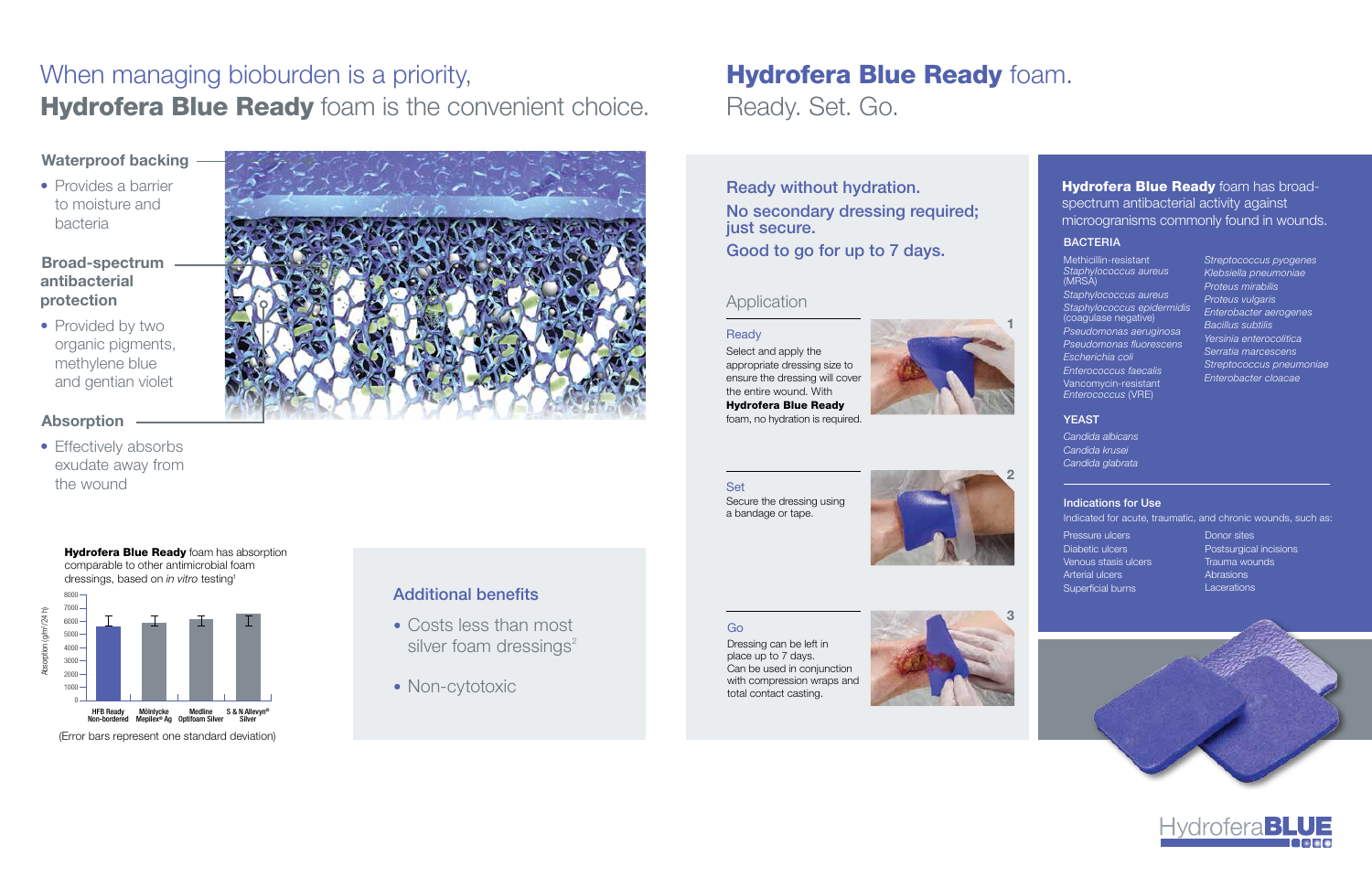# When managing bioburden is a priority, **Hydrofera Blue Ready** foam is the convenient choice.

### Waterproof backing

- Provides a barrier to moisture and bacteria

### Broad-spectrum antibacterial protection

- Provided by two organic pigments, methylene blue and gentian violet

### Absorption

- Effectively absorbs exudate away from the wound

**Hydrofera Blue Ready** foam has absorption comparable to other antimicrobial foam dressings, based on *in vitro* testing[1]

Absorption (g/m²/24 h)

8000
7000
6000
5000
4000
3000
2000
1000
0

HFB Ready Non-bordered
Mölnlycke Mepilex® Ag
Medline Optifoam Silver
S & N Allevyn® Silver

(Error bars represent one standard deviation)

### Additional benefits

- Costs less than most silver foam dressings[2]
- Non-cytotoxic

# **Hydrofera Blue Ready** foam. Ready. Set. Go.

Ready without hydration.
No secondary dressing required; just secure.
Good to go for up to 7 days.

## Application

**1 Ready**

Select and apply the appropriate dressing size to ensure the dressing will cover the entire wound. With **Hydrofera Blue Ready** foam, no hydration is required.

**2 Set**

Secure the dressing using a bandage or tape.

**3 Go**

Dressing can be left in place up to 7 days.
Can be used in conjunction with compression wraps and total contact casting.

**Hydrofera Blue Ready** foam has broad-spectrum antibacterial activity against microorganisms commonly found in wounds.

### BACTERIA

- Methicillin-resistant *Staphylococcus aureus* (MRSA)
- *Staphylococcus aureus*
- *Staphylococcus epidermidis* (coagulase negative)
- *Pseudomonas aeruginosa*
- *Pseudomonas fluorescens*
- *Escherichia coli*
- *Enterococcus faecalis*
- Vancomycin-resistant *Enterococcus* (VRE)
- *Streptococcus pyogenes*
- *Klebsiella pneumoniae*
- *Proteus mirabilis*
- *Proteus vulgaris*
- *Enterobacter aerogenes*
- *Bacillus subtilis*
- *Yersinia enterocolitica*
- *Serratia marcescens*
- *Streptococcus pneumoniae*
- *Enterobacter cloacae*

### YEAST

- *Candida albicans*
- *Candida krusei*
- *Candida glabrata*

### Indications for Use

Indicated for acute, traumatic, and chronic wounds, such as:

- Pressure ulcers
- Diabetic ulcers
- Venous stasis ulcers
- Arterial ulcers
- Superficial burns
- Donor sites
- Postsurgical incisions
- Trauma wounds
- Abrasions
- Lacerations

HydroferaBLUE